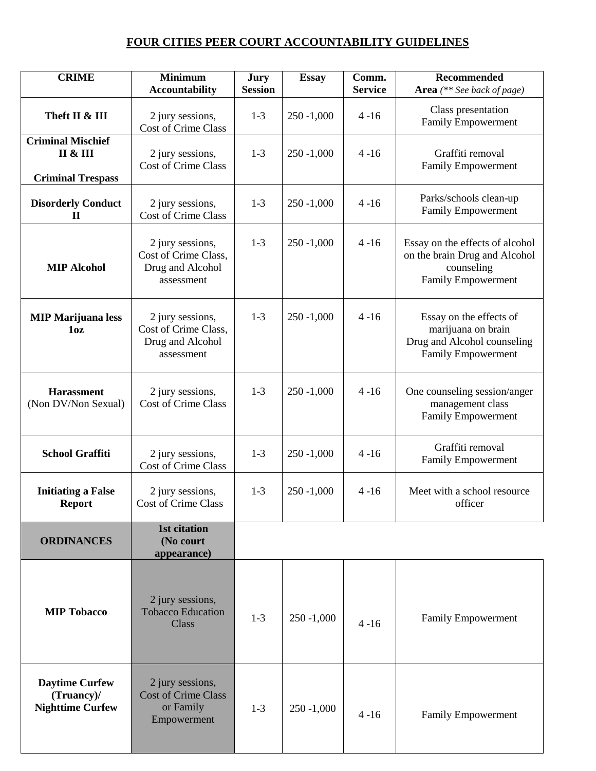# FOUR CITIES PEER COURT ACCOUNTABILITY GUIDELINES

| CRIME | Minimum Accountability | Jury Session | Essay | Comm. Service | Recommended Area *(** See back of page)* |
|---|---|---|---|---|---|
| **Theft II & III** | 2 jury sessions, Cost of Crime Class | 1-3 | 250 -1,000 | 4 -16 | Class presentation Family Empowerment |
| **Criminal Mischief II & III** **Criminal Trespass** | 2 jury sessions, Cost of Crime Class | 1-3 | 250 -1,000 | 4 -16 | Graffiti removal Family Empowerment |
| **Disorderly Conduct II** | 2 jury sessions, Cost of Crime Class | 1-3 | 250 -1,000 | 4 -16 | Parks/schools clean-up Family Empowerment |
| **MIP Alcohol** | 2 jury sessions, Cost of Crime Class, Drug and Alcohol assessment | 1-3 | 250 -1,000 | 4 -16 | Essay on the effects of alcohol on the brain Drug and Alcohol counseling Family Empowerment |
| **MIP Marijuana less 1oz** | 2 jury sessions, Cost of Crime Class, Drug and Alcohol assessment | 1-3 | 250 -1,000 | 4 -16 | Essay on the effects of marijuana on brain Drug and Alcohol counseling Family Empowerment |
| **Harassment** (Non DV/Non Sexual) | 2 jury sessions, Cost of Crime Class | 1-3 | 250 -1,000 | 4 -16 | One counseling session/anger management class Family Empowerment |
| **School Graffiti** | 2 jury sessions, Cost of Crime Class | 1-3 | 250 -1,000 | 4 -16 | Graffiti removal Family Empowerment |
| **Initiating a False Report** | 2 jury sessions, Cost of Crime Class | 1-3 | 250 -1,000 | 4 -16 | Meet with a school resource officer |
| **ORDINANCES** | **1st citation (No court appearance)** | | | | |
| **MIP Tobacco** | 2 jury sessions, Tobacco Education Class | 1-3 | 250 -1,000 | 4 -16 | Family Empowerment |
| **Daytime Curfew (Truancy)/ Nighttime Curfew** | 2 jury sessions, Cost of Crime Class or Family Empowerment | 1-3 | 250 -1,000 | 4 -16 | Family Empowerment |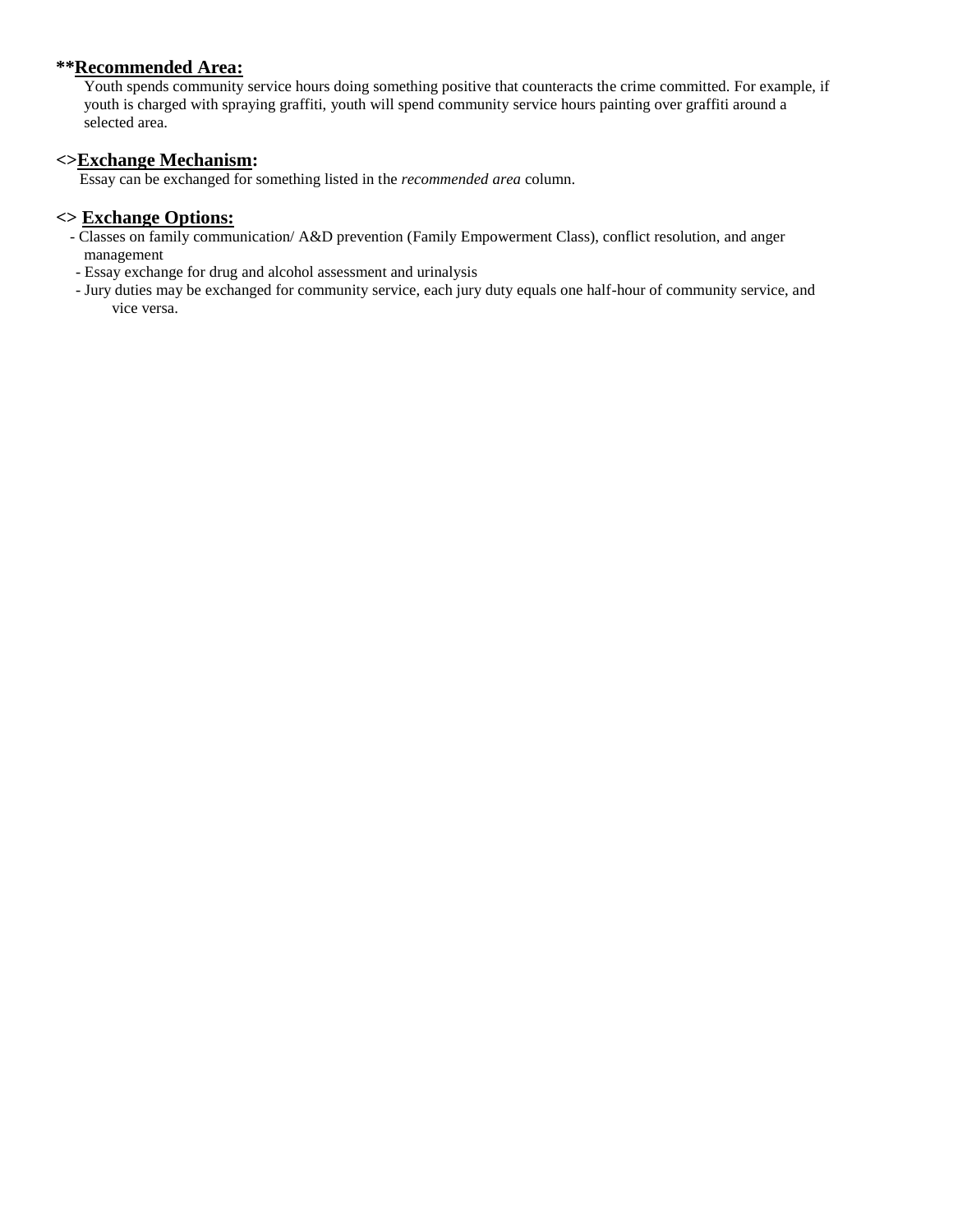**Recommended Area:**

Youth spends community service hours doing something positive that counteracts the crime committed. For example, if youth is charged with spraying graffiti, youth will spend community service hours painting over graffiti around a selected area.

**<>Exchange Mechanism:**

Essay can be exchanged for something listed in the *recommended area* column.

**<> Exchange Options:**

- Classes on family communication/ A&D prevention (Family Empowerment Class), conflict resolution, and anger management
- Essay exchange for drug and alcohol assessment and urinalysis
- Jury duties may be exchanged for community service, each jury duty equals one half-hour of community service, and vice versa.